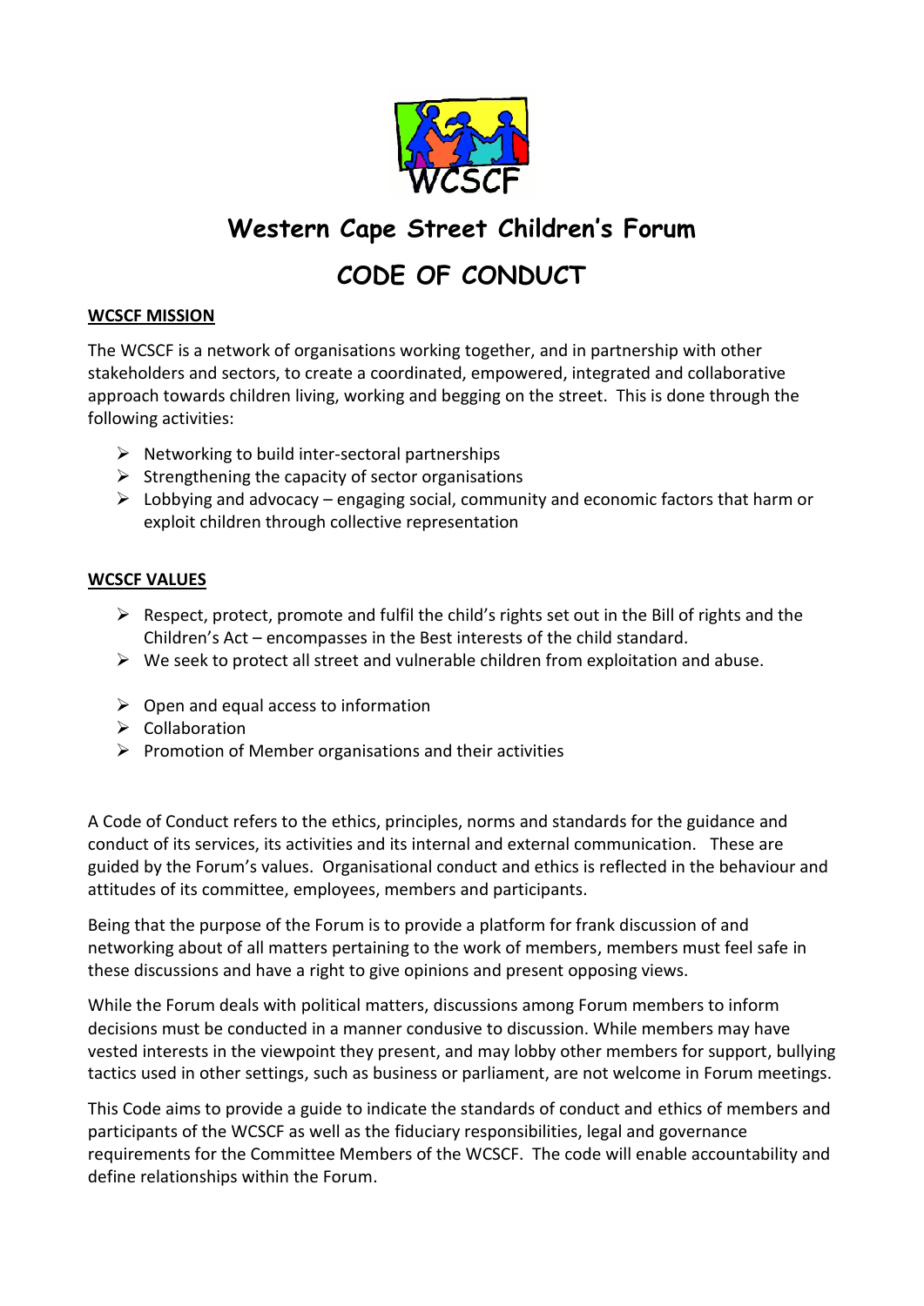# Western Cape Street Children's Forum

# CODE OF CONDUCT

**WCSCF MISSION**

The WCSCF is a network of organisations working together, and in partnership with other stakeholders and sectors, to create a coordinated, empowered, integrated and collaborative approach towards children living, working and begging on the street. This is done through the following activities:

- Networking to build inter-sectoral partnerships
- Strengthening the capacity of sector organisations
- Lobbying and advocacy – engaging social, community and economic factors that harm or exploit children through collective representation

**WCSCF VALUES**

- Respect, protect, promote and fulfil the child's rights set out in the Bill of rights and the Children's Act – encompasses in the Best interests of the child standard.
- We seek to protect all street and vulnerable children from exploitation and abuse.
- Open and equal access to information
- Collaboration
- Promotion of Member organisations and their activities

A Code of Conduct refers to the ethics, principles, norms and standards for the guidance and conduct of its services, its activities and its internal and external communication. These are guided by the Forum's values. Organisational conduct and ethics is reflected in the behaviour and attitudes of its committee, employees, members and participants.

Being that the purpose of the Forum is to provide a platform for frank discussion of and networking about of all matters pertaining to the work of members, members must feel safe in these discussions and have a right to give opinions and present opposing views.

While the Forum deals with political matters, discussions among Forum members to inform decisions must be conducted in a manner condusive to discussion. While members may have vested interests in the viewpoint they present, and may lobby other members for support, bullying tactics used in other settings, such as business or parliament, are not welcome in Forum meetings.

This Code aims to provide a guide to indicate the standards of conduct and ethics of members and participants of the WCSCF as well as the fiduciary responsibilities, legal and governance requirements for the Committee Members of the WCSCF. The code will enable accountability and define relationships within the Forum.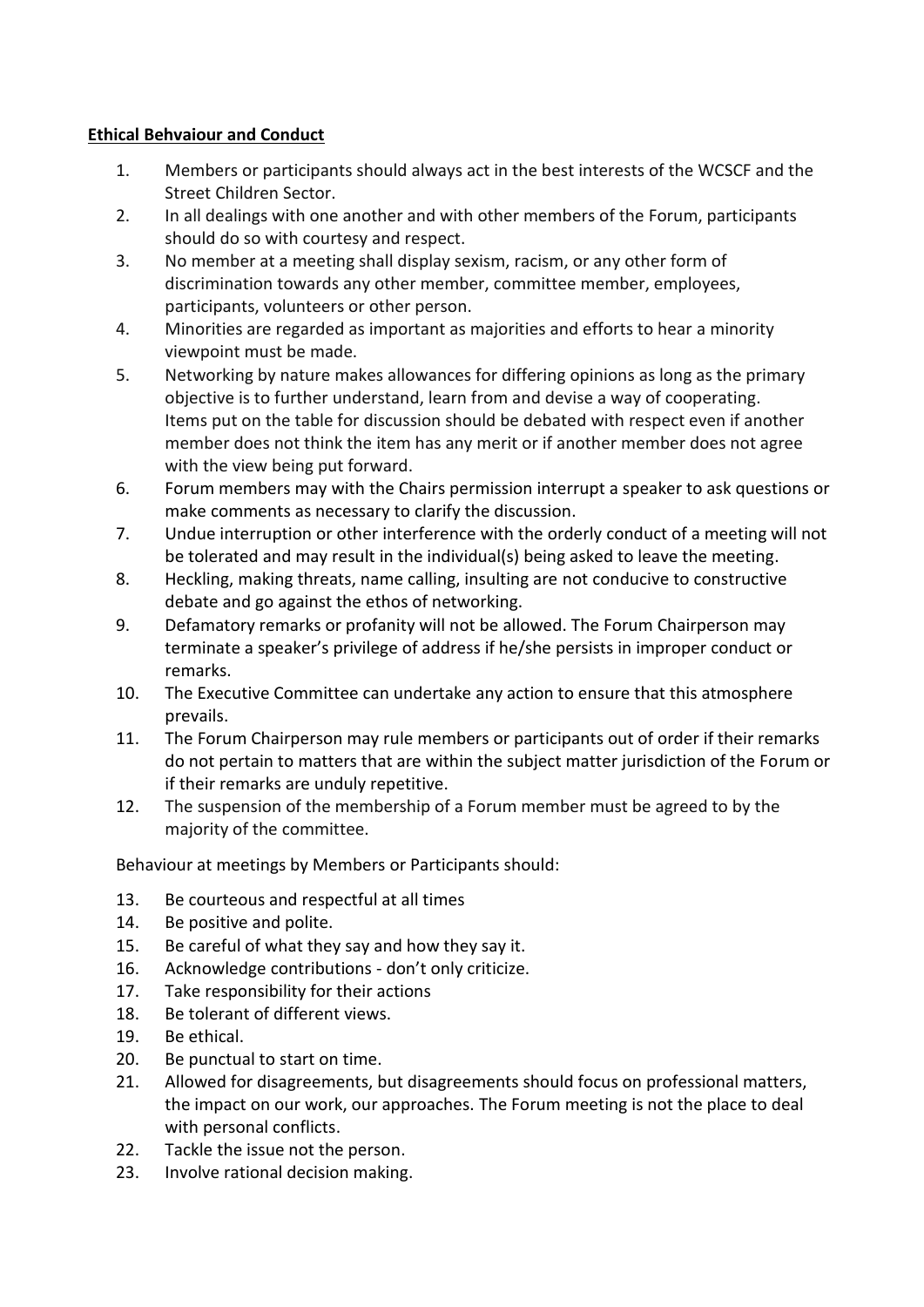**Ethical Behvaiour and Conduct**

1. Members or participants should always act in the best interests of the WCSCF and the Street Children Sector.
2. In all dealings with one another and with other members of the Forum, participants should do so with courtesy and respect.
3. No member at a meeting shall display sexism, racism, or any other form of discrimination towards any other member, committee member, employees, participants, volunteers or other person.
4. Minorities are regarded as important as majorities and efforts to hear a minority viewpoint must be made.
5. Networking by nature makes allowances for differing opinions as long as the primary objective is to further understand, learn from and devise a way of cooperating. Items put on the table for discussion should be debated with respect even if another member does not think the item has any merit or if another member does not agree with the view being put forward.
6. Forum members may with the Chairs permission interrupt a speaker to ask questions or make comments as necessary to clarify the discussion.
7. Undue interruption or other interference with the orderly conduct of a meeting will not be tolerated and may result in the individual(s) being asked to leave the meeting.
8. Heckling, making threats, name calling, insulting are not conducive to constructive debate and go against the ethos of networking.
9. Defamatory remarks or profanity will not be allowed. The Forum Chairperson may terminate a speaker's privilege of address if he/she persists in improper conduct or remarks.
10. The Executive Committee can undertake any action to ensure that this atmosphere prevails.
11. The Forum Chairperson may rule members or participants out of order if their remarks do not pertain to matters that are within the subject matter jurisdiction of the Forum or if their remarks are unduly repetitive.
12. The suspension of the membership of a Forum member must be agreed to by the majority of the committee.

Behaviour at meetings by Members or Participants should:

13. Be courteous and respectful at all times
14. Be positive and polite.
15. Be careful of what they say and how they say it.
16. Acknowledge contributions - don't only criticize.
17. Take responsibility for their actions
18. Be tolerant of different views.
19. Be ethical.
20. Be punctual to start on time.
21. Allowed for disagreements, but disagreements should focus on professional matters, the impact on our work, our approaches. The Forum meeting is not the place to deal with personal conflicts.
22. Tackle the issue not the person.
23. Involve rational decision making.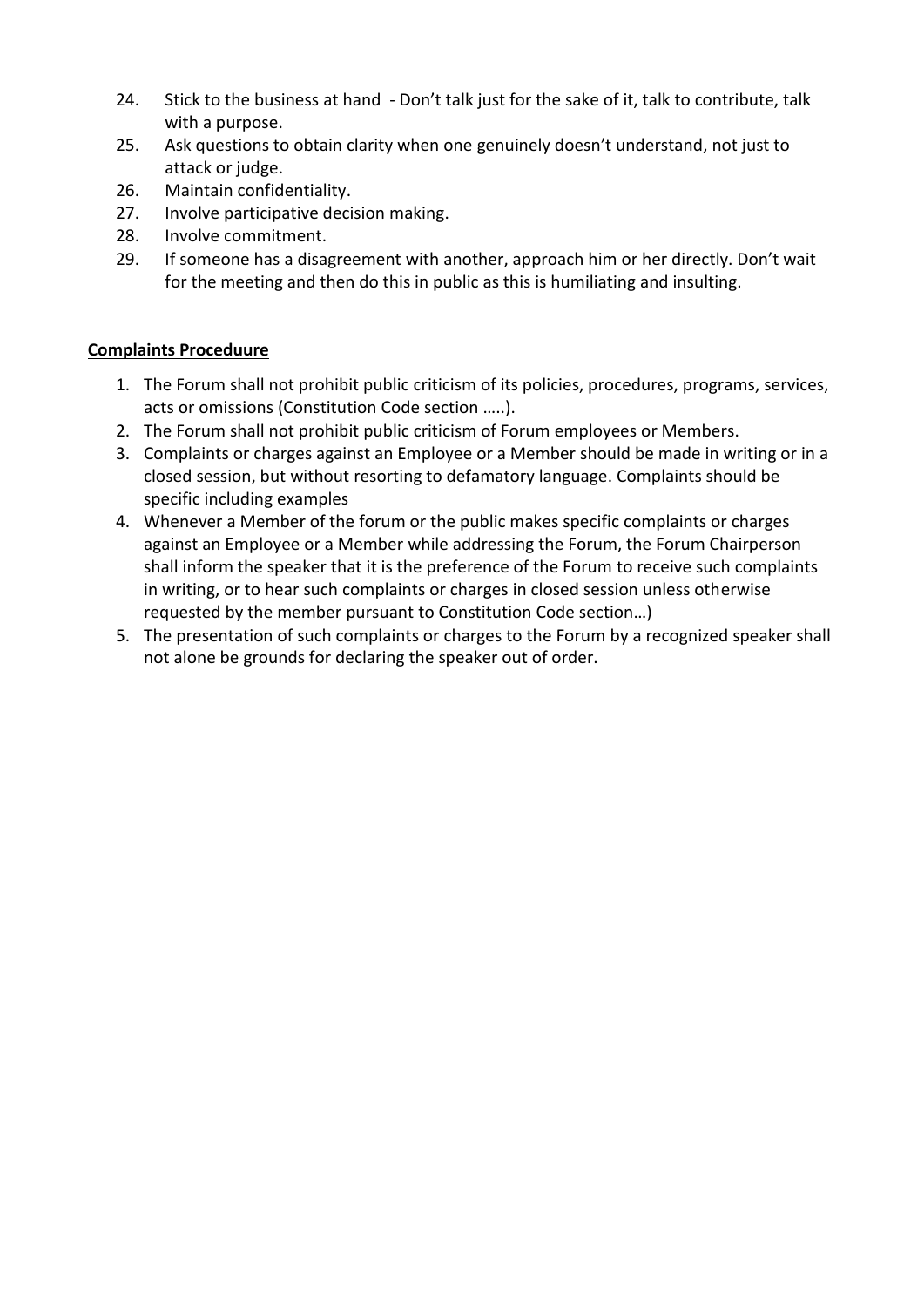24. Stick to the business at hand - Don't talk just for the sake of it, talk to contribute, talk with a purpose.
25. Ask questions to obtain clarity when one genuinely doesn't understand, not just to attack or judge.
26. Maintain confidentiality.
27. Involve participative decision making.
28. Involve commitment.
29. If someone has a disagreement with another, approach him or her directly. Don't wait for the meeting and then do this in public as this is humiliating and insulting.

**Complaints Proceduure**

1. The Forum shall not prohibit public criticism of its policies, procedures, programs, services, acts or omissions (Constitution Code section …..).
2. The Forum shall not prohibit public criticism of Forum employees or Members.
3. Complaints or charges against an Employee or a Member should be made in writing or in a closed session, but without resorting to defamatory language. Complaints should be specific including examples
4. Whenever a Member of the forum or the public makes specific complaints or charges against an Employee or a Member while addressing the Forum, the Forum Chairperson shall inform the speaker that it is the preference of the Forum to receive such complaints in writing, or to hear such complaints or charges in closed session unless otherwise requested by the member pursuant to Constitution Code section…)
5. The presentation of such complaints or charges to the Forum by a recognized speaker shall not alone be grounds for declaring the speaker out of order.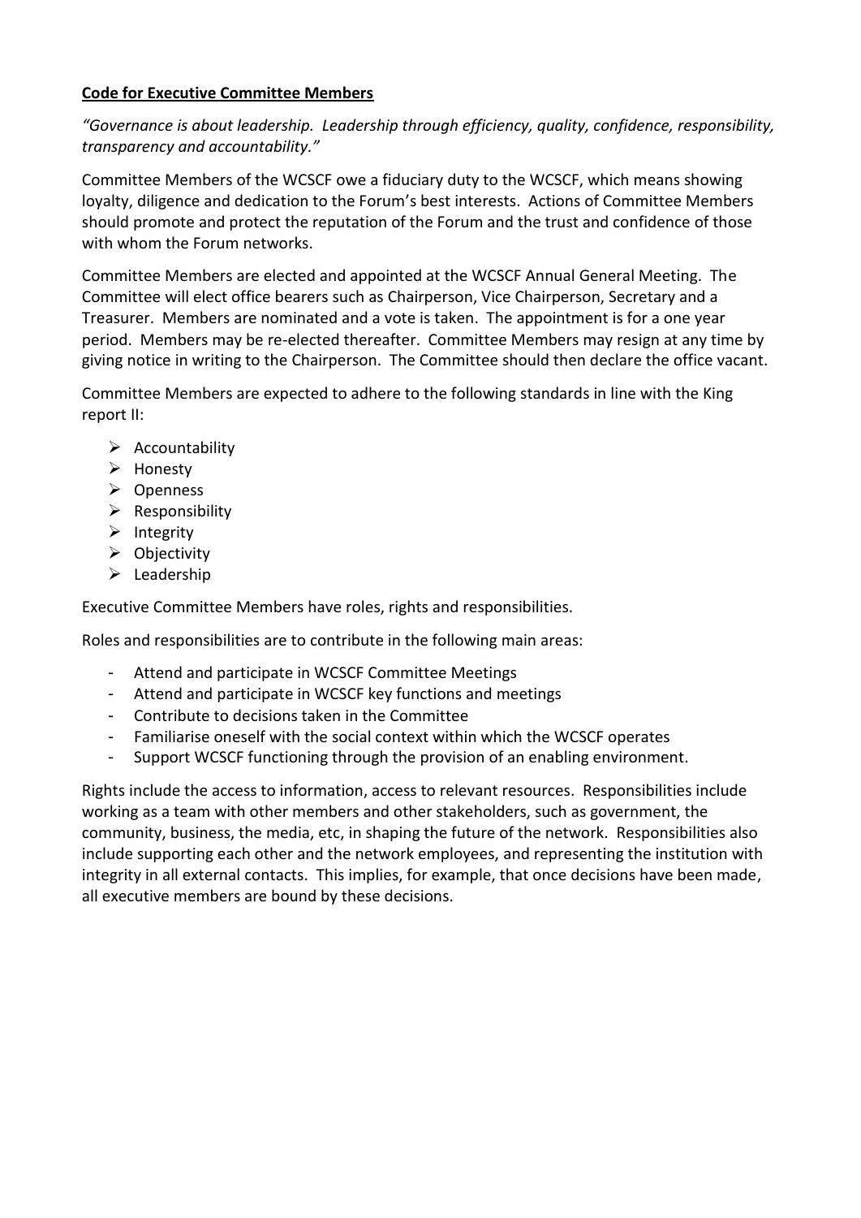**Code for Executive Committee Members**

*"Governance is about leadership. Leadership through efficiency, quality, confidence, responsibility, transparency and accountability."*

Committee Members of the WCSCF owe a fiduciary duty to the WCSCF, which means showing loyalty, diligence and dedication to the Forum's best interests. Actions of Committee Members should promote and protect the reputation of the Forum and the trust and confidence of those with whom the Forum networks.

Committee Members are elected and appointed at the WCSCF Annual General Meeting. The Committee will elect office bearers such as Chairperson, Vice Chairperson, Secretary and a Treasurer. Members are nominated and a vote is taken. The appointment is for a one year period. Members may be re-elected thereafter. Committee Members may resign at any time by giving notice in writing to the Chairperson. The Committee should then declare the office vacant.

Committee Members are expected to adhere to the following standards in line with the King report II:

- Accountability
- Honesty
- Openness
- Responsibility
- Integrity
- Objectivity
- Leadership

Executive Committee Members have roles, rights and responsibilities.

Roles and responsibilities are to contribute in the following main areas:

- Attend and participate in WCSCF Committee Meetings
- Attend and participate in WCSCF key functions and meetings
- Contribute to decisions taken in the Committee
- Familiarise oneself with the social context within which the WCSCF operates
- Support WCSCF functioning through the provision of an enabling environment.

Rights include the access to information, access to relevant resources. Responsibilities include working as a team with other members and other stakeholders, such as government, the community, business, the media, etc, in shaping the future of the network. Responsibilities also include supporting each other and the network employees, and representing the institution with integrity in all external contacts. This implies, for example, that once decisions have been made, all executive members are bound by these decisions.